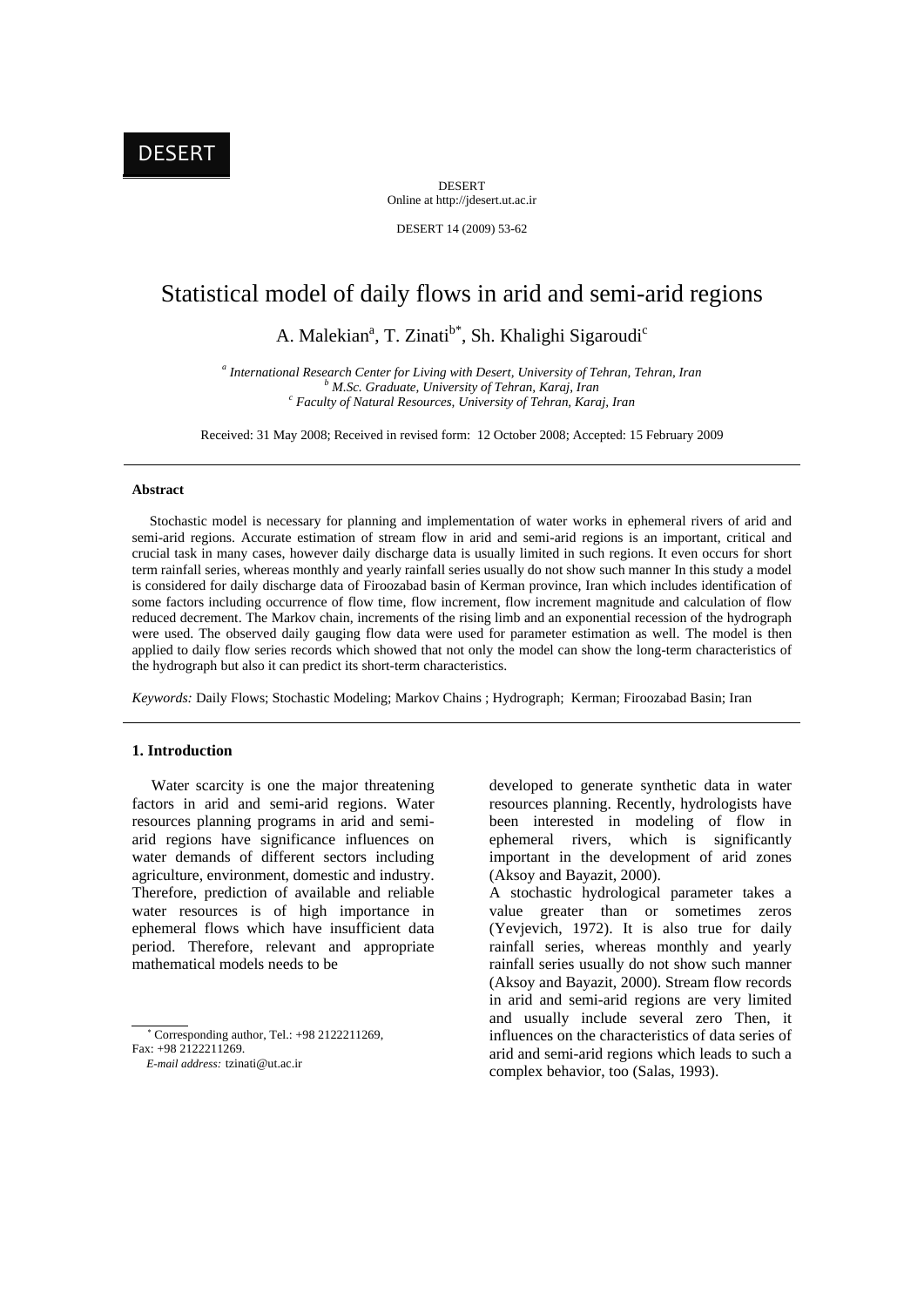# Statistical model of daily flows in arid and semi-arid regions

A. Malekian[a], T. Zinati[b*], Sh. Khalighi Sigaroudi[c]

[a] *International Research Center for Living with Desert, University of Tehran, Tehran, Iran*
[b] *M.Sc. Graduate, University of Tehran, Karaj, Iran*
[c] *Faculty of Natural Resources, University of Tehran, Karaj, Iran*

Received: 31 May 2008; Received in revised form: 12 October 2008; Accepted: 15 February 2009

---

### Abstract

Stochastic model is necessary for planning and implementation of water works in ephemeral rivers of arid and semi-arid regions. Accurate estimation of stream flow in arid and semi-arid regions is an important, critical and crucial task in many cases, however daily discharge data is usually limited in such regions. It even occurs for short term rainfall series, whereas monthly and yearly rainfall series usually do not show such manner In this study a model is considered for daily discharge data of Firoozabad basin of Kerman province, Iran which includes identification of some factors including occurrence of flow time, flow increment, flow increment magnitude and calculation of flow reduced decrement. The Markov chain, increments of the rising limb and an exponential recession of the hydrograph were used. The observed daily gauging flow data were used for parameter estimation as well. The model is then applied to daily flow series records which showed that not only the model can show the long-term characteristics of the hydrograph but also it can predict its short-term characteristics.

*Keywords:* Daily Flows; Stochastic Modeling; Markov Chains ; Hydrograph; Kerman; Firoozabad Basin; Iran

---

## 1. Introduction

Water scarcity is one the major threatening factors in arid and semi-arid regions. Water resources planning programs in arid and semi-arid regions have significance influences on water demands of different sectors including agriculture, environment, domestic and industry. Therefore, prediction of available and reliable water resources is of high importance in ephemeral flows which have insufficient data period. Therefore, relevant and appropriate mathematical models needs to be developed to generate synthetic data in water resources planning. Recently, hydrologists have been interested in modeling of flow in ephemeral rivers, which is significantly important in the development of arid zones (Aksoy and Bayazit, 2000).

A stochastic hydrological parameter takes a value greater than or sometimes zeros (Yevjevich, 1972). It is also true for daily rainfall series, whereas monthly and yearly rainfall series usually do not show such manner (Aksoy and Bayazit, 2000). Stream flow records in arid and semi-arid regions are very limited and usually include several zero Then, it influences on the characteristics of data series of arid and semi-arid regions which leads to such a complex behavior, too (Salas, 1993).

[*] Corresponding author, Tel.: +98 2122211269, Fax: +98 2122211269.
*E-mail address:* tzinati@ut.ac.ir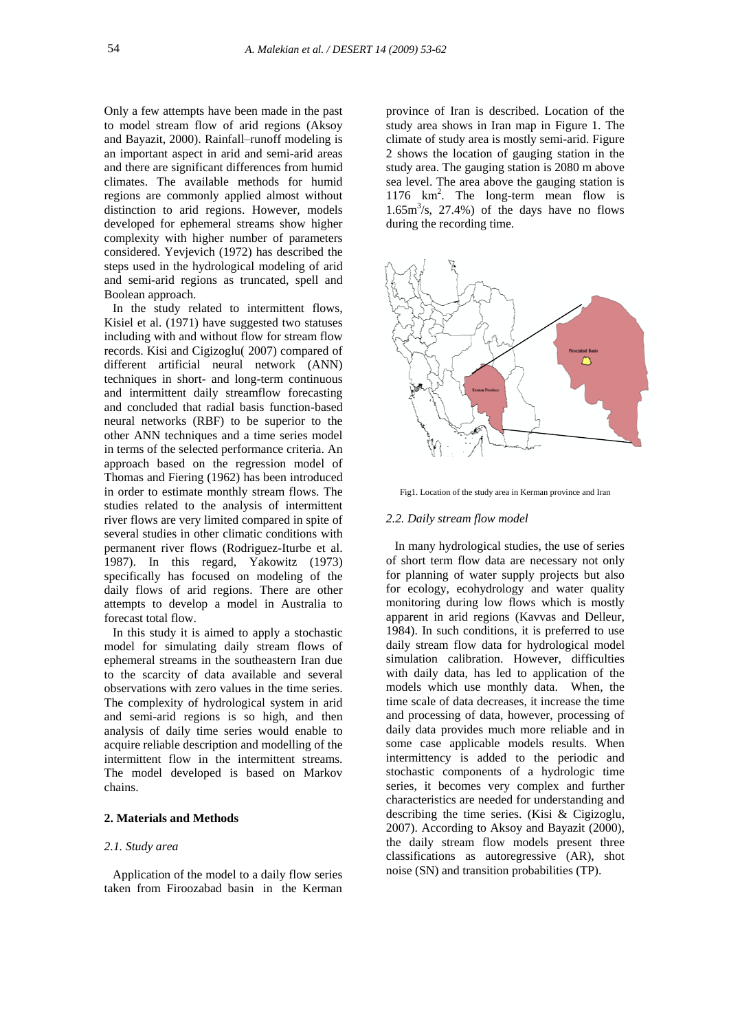Only a few attempts have been made in the past to model stream flow of arid regions (Aksoy and Bayazit, 2000). Rainfall–runoff modeling is an important aspect in arid and semi-arid areas and there are significant differences from humid climates. The available methods for humid regions are commonly applied almost without distinction to arid regions. However, models developed for ephemeral streams show higher complexity with higher number of parameters considered. Yevjevich (1972) has described the steps used in the hydrological modeling of arid and semi-arid regions as truncated, spell and Boolean approach.

In the study related to intermittent flows, Kisiel et al. (1971) have suggested two statuses including with and without flow for stream flow records. Kisi and Cigizoglu( 2007) compared of different artificial neural network (ANN) techniques in short- and long-term continuous and intermittent daily streamflow forecasting and concluded that radial basis function-based neural networks (RBF) to be superior to the other ANN techniques and a time series model in terms of the selected performance criteria. An approach based on the regression model of Thomas and Fiering (1962) has been introduced in order to estimate monthly stream flows. The studies related to the analysis of intermittent river flows are very limited compared in spite of several studies in other climatic conditions with permanent river flows (Rodriguez-Iturbe et al. 1987). In this regard, Yakowitz (1973) specifically has focused on modeling of the daily flows of arid regions. There are other attempts to develop a model in Australia to forecast total flow.

In this study it is aimed to apply a stochastic model for simulating daily stream flows of ephemeral streams in the southeastern Iran due to the scarcity of data available and several observations with zero values in the time series. The complexity of hydrological system in arid and semi-arid regions is so high, and then analysis of daily time series would enable to acquire reliable description and modelling of the intermittent flow in the intermittent streams. The model developed is based on Markov chains.

## 2. Materials and Methods

### *2.1. Study area*

Application of the model to a daily flow series taken from Firoozabad basin in the Kerman province of Iran is described. Location of the study area shows in Iran map in Figure 1. The climate of study area is mostly semi-arid. Figure 2 shows the location of gauging station in the study area. The gauging station is 2080 m above sea level. The area above the gauging station is 1176 km$^2$. The long-term mean flow is 1.65m$^3$/s, 27.4%) of the days have no flows during the recording time.

Fig1. Location of the study area in Kerman province and Iran

### *2.2. Daily stream flow model*

In many hydrological studies, the use of series of short term flow data are necessary not only for planning of water supply projects but also for ecology, ecohydrology and water quality monitoring during low flows which is mostly apparent in arid regions (Kavvas and Delleur, 1984). In such conditions, it is preferred to use daily stream flow data for hydrological model simulation calibration. However, difficulties with daily data, has led to application of the models which use monthly data. When, the time scale of data decreases, it increase the time and processing of data, however, processing of daily data provides much more reliable and in some case applicable models results. When intermittency is added to the periodic and stochastic components of a hydrologic time series, it becomes very complex and further characteristics are needed for understanding and describing the time series. (Kisi & Cigizoglu, 2007). According to Aksoy and Bayazit (2000), the daily stream flow models present three classifications as autoregressive (AR), shot noise (SN) and transition probabilities (TP).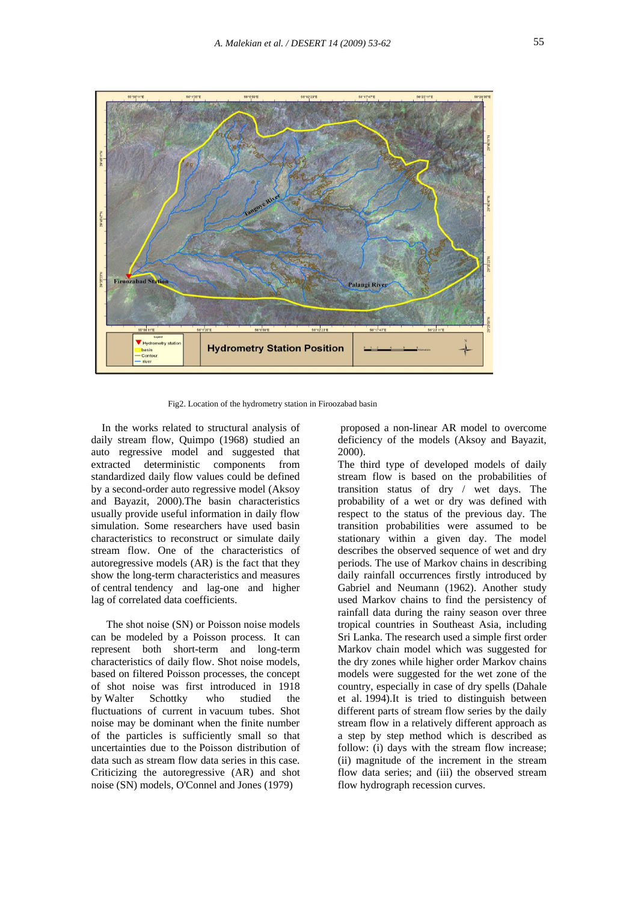Fig2. Location of the hydrometry station in Firoozabad basin

In the works related to structural analysis of daily stream flow, Quimpo (1968) studied an auto regressive model and suggested that extracted deterministic components from standardized daily flow values could be defined by a second-order auto regressive model (Aksoy and Bayazit, 2000).The basin characteristics usually provide useful information in daily flow simulation. Some researchers have used basin characteristics to reconstruct or simulate daily stream flow. One of the characteristics of autoregressive models (AR) is the fact that they show the long-term characteristics and measures of central tendency and lag-one and higher lag of correlated data coefficients.

The shot noise (SN) or Poisson noise models can be modeled by a Poisson process. It can represent both short-term and long-term characteristics of daily flow. Shot noise models, based on filtered Poisson processes, the concept of shot noise was first introduced in 1918 by Walter Schottky who studied the fluctuations of current in vacuum tubes. Shot noise may be dominant when the finite number of the particles is sufficiently small so that uncertainties due to the Poisson distribution of data such as stream flow data series in this case. Criticizing the autoregressive (AR) and shot noise (SN) models, O'Connel and Jones (1979) proposed a non-linear AR model to overcome deficiency of the models (Aksoy and Bayazit, 2000).

The third type of developed models of daily stream flow is based on the probabilities of transition status of dry / wet days. The probability of a wet or dry was defined with respect to the status of the previous day. The transition probabilities were assumed to be stationary within a given day. The model describes the observed sequence of wet and dry periods. The use of Markov chains in describing daily rainfall occurrences firstly introduced by Gabriel and Neumann (1962). Another study used Markov chains to find the persistency of rainfall data during the rainy season over three tropical countries in Southeast Asia, including Sri Lanka. The research used a simple first order Markov chain model which was suggested for the dry zones while higher order Markov chains models were suggested for the wet zone of the country, especially in case of dry spells (Dahale et al. 1994).It is tried to distinguish between different parts of stream flow series by the daily stream flow in a relatively different approach as a step by step method which is described as follow: (i) days with the stream flow increase; (ii) magnitude of the increment in the stream flow data series; and (iii) the observed stream flow hydrograph recession curves.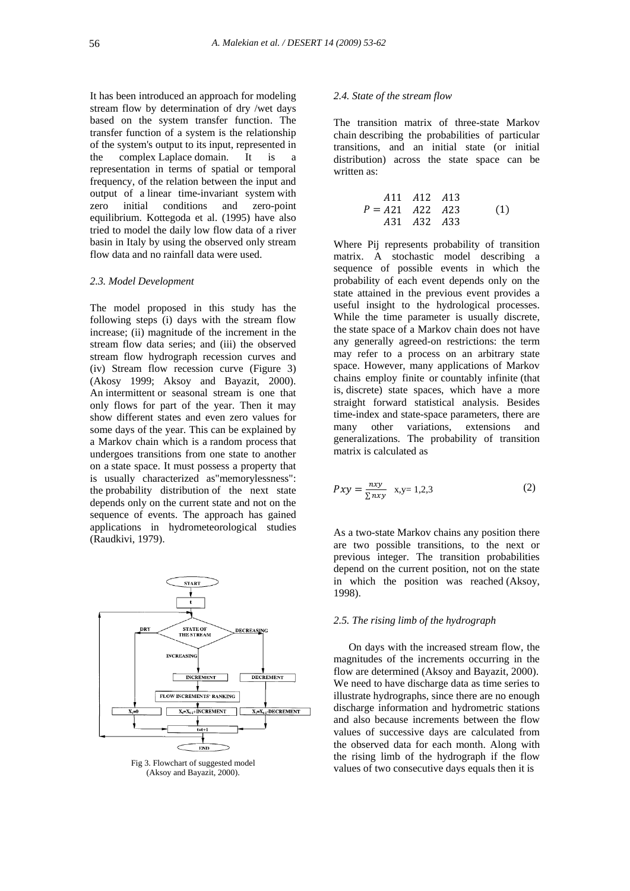It has been introduced an approach for modeling stream flow by determination of dry /wet days based on the system transfer function. The transfer function of a system is the relationship of the system's output to its input, represented in the complex Laplace domain. It is a representation in terms of spatial or temporal frequency, of the relation between the input and output of a linear time-invariant system with zero initial conditions and zero-point equilibrium. Kottegoda et al. (1995) have also tried to model the daily low flow data of a river basin in Italy by using the observed only stream flow data and no rainfall data were used.

### *2.3. Model Development*

The model proposed in this study has the following steps (i) days with the stream flow increase; (ii) magnitude of the increment in the stream flow data series; and (iii) the observed stream flow hydrograph recession curves and (iv) Stream flow recession curve (Figure 3) (Akosy 1999; Aksoy and Bayazit, 2000). An intermittent or seasonal stream is one that only flows for part of the year. Then it may show different states and even zero values for some days of the year. This can be explained by a Markov chain which is a random process that undergoes transitions from one state to another on a state space. It must possess a property that is usually characterized as"memorylessness": the probability distribution of the next state depends only on the current state and not on the sequence of events. The approach has gained applications in hydrometeorological studies (Raudkivi, 1979).

Fig 3. Flowchart of suggested model (Aksoy and Bayazit, 2000).

### *2.4. State of the stream flow*

The transition matrix of three-state Markov chain describing the probabilities of particular transitions, and an initial state (or initial distribution) across the state space can be written as:

$$P = \begin{matrix} A11 & A12 & A13 \\ A21 & A22 & A23 \\ A31 & A32 & A33 \end{matrix} \qquad (1)$$

Where Pij represents probability of transition matrix. A stochastic model describing a sequence of possible events in which the probability of each event depends only on the state attained in the previous event provides a useful insight to the hydrological processes. While the time parameter is usually discrete, the state space of a Markov chain does not have any generally agreed-on restrictions: the term may refer to a process on an arbitrary state space. However, many applications of Markov chains employ finite or countably infinite (that is, discrete) state spaces, which have a more straight forward statistical analysis. Besides time-index and state-space parameters, there are many other variations, extensions and generalizations. The probability of transition matrix is calculated as

$$Pxy = \frac{nxy}{\sum nxy} \quad \text{x,y= 1,2,3} \qquad (2)$$

As a two-state Markov chains any position there are two possible transitions, to the next or previous integer. The transition probabilities depend on the current position, not on the state in which the position was reached (Aksoy, 1998).

### *2.5. The rising limb of the hydrograph*

On days with the increased stream flow, the magnitudes of the increments occurring in the flow are determined (Aksoy and Bayazit, 2000). We need to have discharge data as time series to illustrate hydrographs, since there are no enough discharge information and hydrometric stations and also because increments between the flow values of successive days are calculated from the observed data for each month. Along with the rising limb of the hydrograph if the flow values of two consecutive days equals then it is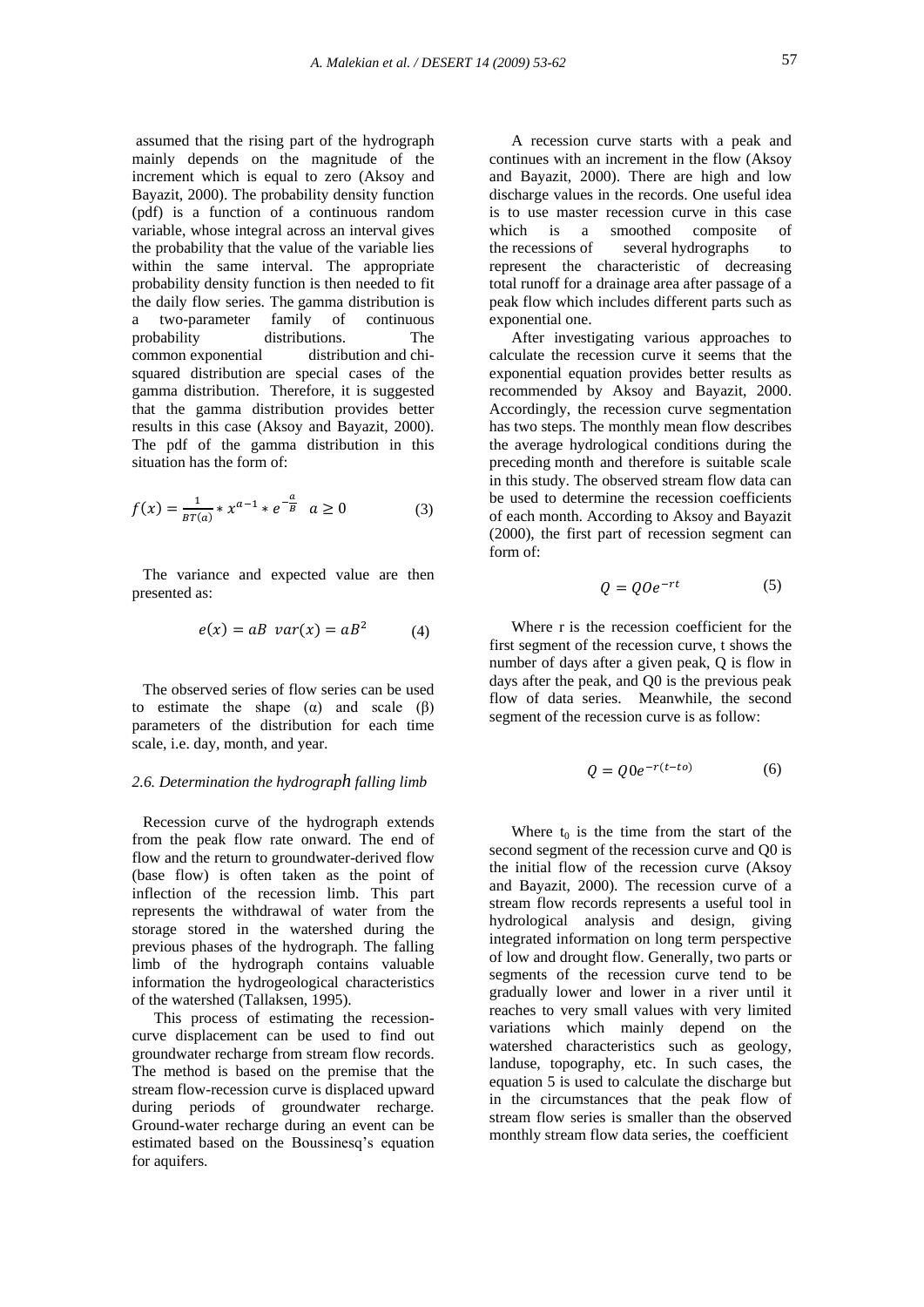assumed that the rising part of the hydrograph mainly depends on the magnitude of the increment which is equal to zero (Aksoy and Bayazit, 2000). The probability density function (pdf) is a function of a continuous random variable, whose integral across an interval gives the probability that the value of the variable lies within the same interval. The appropriate probability density function is then needed to fit the daily flow series. The gamma distribution is a two-parameter family of continuous probability distributions. The common exponential distribution and chi-squared distribution are special cases of the gamma distribution. Therefore, it is suggested that the gamma distribution provides better results in this case (Aksoy and Bayazit, 2000). The pdf of the gamma distribution in this situation has the form of:

$$f(x) = \frac{1}{B\Gamma(a)} * x^{a-1} * e^{-\frac{a}{B}} \quad a \geq 0 \tag{3}$$

The variance and expected value are then presented as:

$$e(x) = aB \quad var(x) = aB^2 \tag{4}$$

The observed series of flow series can be used to estimate the shape (α) and scale (β) parameters of the distribution for each time scale, i.e. day, month, and year.

### 2.6. Determination the hydrograph falling limb

Recession curve of the hydrograph extends from the peak flow rate onward. The end of flow and the return to groundwater-derived flow (base flow) is often taken as the point of inflection of the recession limb. This part represents the withdrawal of water from the storage stored in the watershed during the previous phases of the hydrograph. The falling limb of the hydrograph contains valuable information the hydrogeological characteristics of the watershed (Tallaksen, 1995).

This process of estimating the recession-curve displacement can be used to find out groundwater recharge from stream flow records. The method is based on the premise that the stream flow-recession curve is displaced upward during periods of groundwater recharge. Ground-water recharge during an event can be estimated based on the Boussinesq's equation for aquifers.

A recession curve starts with a peak and continues with an increment in the flow (Aksoy and Bayazit, 2000). There are high and low discharge values in the records. One useful idea is to use master recession curve in this case which is a smoothed composite of the recessions of several hydrographs to represent the characteristic of decreasing total runoff for a drainage area after passage of a peak flow which includes different parts such as exponential one.

After investigating various approaches to calculate the recession curve it seems that the exponential equation provides better results as recommended by Aksoy and Bayazit, 2000. Accordingly, the recession curve segmentation has two steps. The monthly mean flow describes the average hydrological conditions during the preceding month and therefore is suitable scale in this study. The observed stream flow data can be used to determine the recession coefficients of each month. According to Aksoy and Bayazit (2000), the first part of recession segment can form of:

$$Q = Q0e^{-rt} \tag{5}$$

Where r is the recession coefficient for the first segment of the recession curve, t shows the number of days after a given peak, Q is flow in days after the peak, and Q0 is the previous peak flow of data series. Meanwhile, the second segment of the recession curve is as follow:

$$Q = Q0e^{-r(t-to)} \tag{6}$$

Where $t_0$ is the time from the start of the second segment of the recession curve and Q0 is the initial flow of the recession curve (Aksoy and Bayazit, 2000). The recession curve of a stream flow records represents a useful tool in hydrological analysis and design, giving integrated information on long term perspective of low and drought flow. Generally, two parts or segments of the recession curve tend to be gradually lower and lower in a river until it reaches to very small values with very limited variations which mainly depend on the watershed characteristics such as geology, landuse, topography, etc. In such cases, the equation 5 is used to calculate the discharge but in the circumstances that the peak flow of stream flow series is smaller than the observed monthly stream flow data series, the coefficient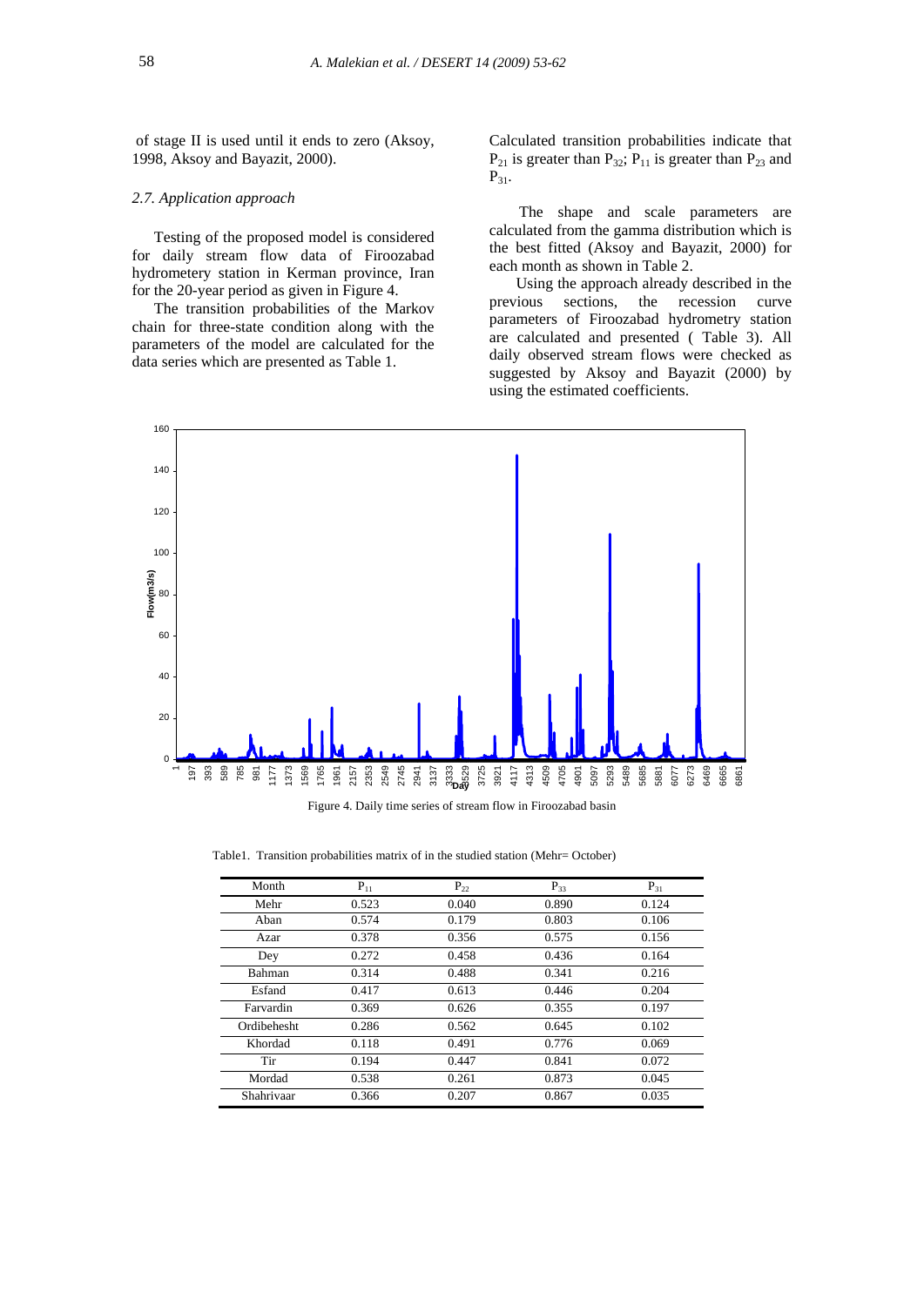of stage II is used until it ends to zero (Aksoy, 1998, Aksoy and Bayazit, 2000).

### *2.7. Application approach*

Testing of the proposed model is considered for daily stream flow data of Firoozabad hydrometery station in Kerman province, Iran for the 20-year period as given in Figure 4.

The transition probabilities of the Markov chain for three-state condition along with the parameters of the model are calculated for the data series which are presented as Table 1.

Calculated transition probabilities indicate that $P_{21}$ is greater than $P_{32}$; $P_{11}$ is greater than $P_{23}$ and $P_{31}$.

The shape and scale parameters are calculated from the gamma distribution which is the best fitted (Aksoy and Bayazit, 2000) for each month as shown in Table 2.

Using the approach already described in the previous sections, the recession curve parameters of Firoozabad hydrometry station are calculated and presented ( Table 3). All daily observed stream flows were checked as suggested by Aksoy and Bayazit (2000) by using the estimated coefficients.

Figure 4. Daily time series of stream flow in Firoozabad basin

Table1. Transition probabilities matrix of in the studied station (Mehr= October)

| Month | $P_{11}$ | $P_{22}$ | $P_{33}$ | $P_{31}$ |
|---|---|---|---|---|
| Mehr | 0.523 | 0.040 | 0.890 | 0.124 |
| Aban | 0.574 | 0.179 | 0.803 | 0.106 |
| Azar | 0.378 | 0.356 | 0.575 | 0.156 |
| Dey | 0.272 | 0.458 | 0.436 | 0.164 |
| Bahman | 0.314 | 0.488 | 0.341 | 0.216 |
| Esfand | 0.417 | 0.613 | 0.446 | 0.204 |
| Farvardin | 0.369 | 0.626 | 0.355 | 0.197 |
| Ordibehesht | 0.286 | 0.562 | 0.645 | 0.102 |
| Khordad | 0.118 | 0.491 | 0.776 | 0.069 |
| Tir | 0.194 | 0.447 | 0.841 | 0.072 |
| Mordad | 0.538 | 0.261 | 0.873 | 0.045 |
| Shahrivaar | 0.366 | 0.207 | 0.867 | 0.035 |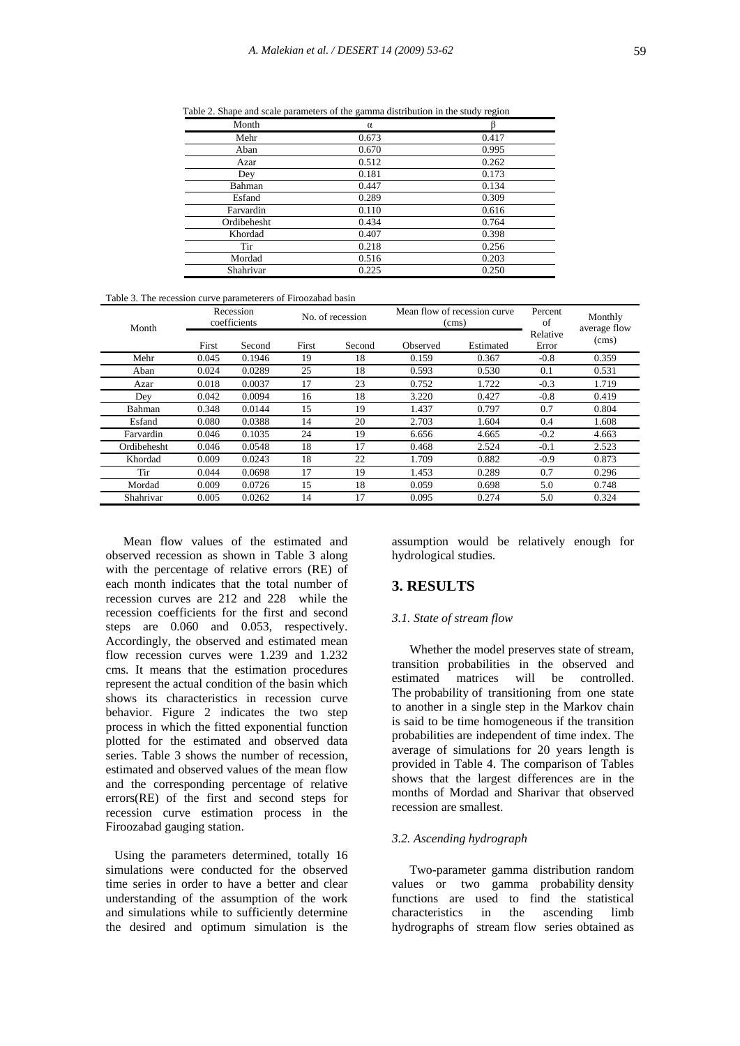Table 2. Shape and scale parameters of the gamma distribution in the study region

| Month | α | β |
|---|---|---|
| Mehr | 0.673 | 0.417 |
| Aban | 0.670 | 0.995 |
| Azar | 0.512 | 0.262 |
| Dey | 0.181 | 0.173 |
| Bahman | 0.447 | 0.134 |
| Esfand | 0.289 | 0.309 |
| Farvardin | 0.110 | 0.616 |
| Ordibehesht | 0.434 | 0.764 |
| Khordad | 0.407 | 0.398 |
| Tir | 0.218 | 0.256 |
| Mordad | 0.516 | 0.203 |
| Shahrivar | 0.225 | 0.250 |

Table 3. The recession curve parameterers of Firoozabad basin

| Month | Recession coefficients | | No. of recession | | Mean flow of recession curve (cms) | | Percent of Relative Error | Monthly average flow (cms) |
|---|---|---|---|---|---|---|---|---|
| | First | Second | First | Second | Observed | Estimated | | |
| Mehr | 0.045 | 0.1946 | 19 | 18 | 0.159 | 0.367 | -0.8 | 0.359 |
| Aban | 0.024 | 0.0289 | 25 | 18 | 0.593 | 0.530 | 0.1 | 0.531 |
| Azar | 0.018 | 0.0037 | 17 | 23 | 0.752 | 1.722 | -0.3 | 1.719 |
| Dey | 0.042 | 0.0094 | 16 | 18 | 3.220 | 0.427 | -0.8 | 0.419 |
| Bahman | 0.348 | 0.0144 | 15 | 19 | 1.437 | 0.797 | 0.7 | 0.804 |
| Esfand | 0.080 | 0.0388 | 14 | 20 | 2.703 | 1.604 | 0.4 | 1.608 |
| Farvardin | 0.046 | 0.1035 | 24 | 19 | 6.656 | 4.665 | -0.2 | 4.663 |
| Ordibehesht | 0.046 | 0.0548 | 18 | 17 | 0.468 | 2.524 | -0.1 | 2.523 |
| Khordad | 0.009 | 0.0243 | 18 | 22 | 1.709 | 0.882 | -0.9 | 0.873 |
| Tir | 0.044 | 0.0698 | 17 | 19 | 1.453 | 0.289 | 0.7 | 0.296 |
| Mordad | 0.009 | 0.0726 | 15 | 18 | 0.059 | 0.698 | 5.0 | 0.748 |
| Shahrivar | 0.005 | 0.0262 | 14 | 17 | 0.095 | 0.274 | 5.0 | 0.324 |

Mean flow values of the estimated and observed recession as shown in Table 3 along with the percentage of relative errors (RE) of each month indicates that the total number of recession curves are 212 and 228 while the recession coefficients for the first and second steps are 0.060 and 0.053, respectively. Accordingly, the observed and estimated mean flow recession curves were 1.239 and 1.232 cms. It means that the estimation procedures represent the actual condition of the basin which shows its characteristics in recession curve behavior. Figure 2 indicates the two step process in which the fitted exponential function plotted for the estimated and observed data series. Table 3 shows the number of recession, estimated and observed values of the mean flow and the corresponding percentage of relative errors(RE) of the first and second steps for recession curve estimation process in the Firoozabad gauging station.

Using the parameters determined, totally 16 simulations were conducted for the observed time series in order to have a better and clear understanding of the assumption of the work and simulations while to sufficiently determine the desired and optimum simulation is the assumption would be relatively enough for hydrological studies.

## 3. RESULTS

### *3.1. State of stream flow*

Whether the model preserves state of stream, transition probabilities in the observed and estimated matrices will be controlled. The probability of transitioning from one state to another in a single step in the Markov chain is said to be time homogeneous if the transition probabilities are independent of time index. The average of simulations for 20 years length is provided in Table 4. The comparison of Tables shows that the largest differences are in the months of Mordad and Sharivar that observed recession are smallest.

### *3.2. Ascending hydrograph*

Two-parameter gamma distribution random values or two gamma probability density functions are used to find the statistical characteristics in the ascending limb hydrographs of stream flow series obtained as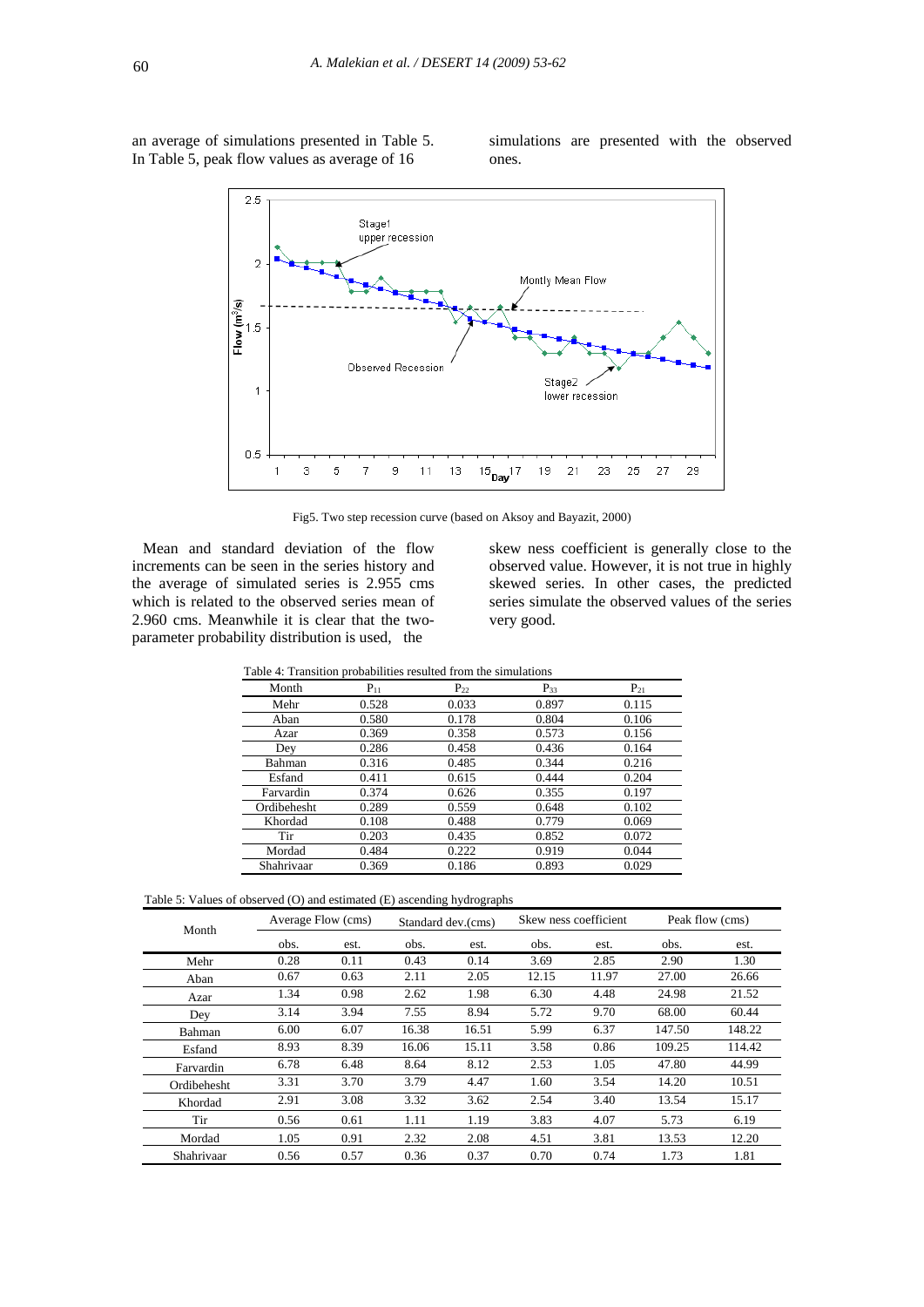an average of simulations presented in Table 5. In Table 5, peak flow values as average of 16 simulations are presented with the observed ones.

Fig5. Two step recession curve (based on Aksoy and Bayazit, 2000)

Mean and standard deviation of the flow increments can be seen in the series history and the average of simulated series is 2.955 cms which is related to the observed series mean of 2.960 cms. Meanwhile it is clear that the two-parameter probability distribution is used, the skew ness coefficient is generally close to the observed value. However, it is not true in highly skewed series. In other cases, the predicted series simulate the observed values of the series very good.

Table 4: Transition probabilities resulted from the simulations

| Month | $P_{11}$ | $P_{22}$ | $P_{33}$ | $P_{21}$ |
|---|---|---|---|---|
| Mehr | 0.528 | 0.033 | 0.897 | 0.115 |
| Aban | 0.580 | 0.178 | 0.804 | 0.106 |
| Azar | 0.369 | 0.358 | 0.573 | 0.156 |
| Dey | 0.286 | 0.458 | 0.436 | 0.164 |
| Bahman | 0.316 | 0.485 | 0.344 | 0.216 |
| Esfand | 0.411 | 0.615 | 0.444 | 0.204 |
| Farvardin | 0.374 | 0.626 | 0.355 | 0.197 |
| Ordibehesht | 0.289 | 0.559 | 0.648 | 0.102 |
| Khordad | 0.108 | 0.488 | 0.779 | 0.069 |
| Tir | 0.203 | 0.435 | 0.852 | 0.072 |
| Mordad | 0.484 | 0.222 | 0.919 | 0.044 |
| Shahrivaar | 0.369 | 0.186 | 0.893 | 0.029 |

Table 5: Values of observed (O) and estimated (E) ascending hydrographs

| Month | Average Flow (cms) | | Standard dev.(cms) | | Skew ness coefficient | | Peak flow (cms) | |
|---|---|---|---|---|---|---|---|---|
| | obs. | est. | obs. | est. | obs. | est. | obs. | est. |
| Mehr | 0.28 | 0.11 | 0.43 | 0.14 | 3.69 | 2.85 | 2.90 | 1.30 |
| Aban | 0.67 | 0.63 | 2.11 | 2.05 | 12.15 | 11.97 | 27.00 | 26.66 |
| Azar | 1.34 | 0.98 | 2.62 | 1.98 | 6.30 | 4.48 | 24.98 | 21.52 |
| Dey | 3.14 | 3.94 | 7.55 | 8.94 | 5.72 | 9.70 | 68.00 | 60.44 |
| Bahman | 6.00 | 6.07 | 16.38 | 16.51 | 5.99 | 6.37 | 147.50 | 148.22 |
| Esfand | 8.93 | 8.39 | 16.06 | 15.11 | 3.58 | 0.86 | 109.25 | 114.42 |
| Farvardin | 6.78 | 6.48 | 8.64 | 8.12 | 2.53 | 1.05 | 47.80 | 44.99 |
| Ordibehesht | 3.31 | 3.70 | 3.79 | 4.47 | 1.60 | 3.54 | 14.20 | 10.51 |
| Khordad | 2.91 | 3.08 | 3.32 | 3.62 | 2.54 | 3.40 | 13.54 | 15.17 |
| Tir | 0.56 | 0.61 | 1.11 | 1.19 | 3.83 | 4.07 | 5.73 | 6.19 |
| Mordad | 1.05 | 0.91 | 2.32 | 2.08 | 4.51 | 3.81 | 13.53 | 12.20 |
| Shahrivaar | 0.56 | 0.57 | 0.36 | 0.37 | 0.70 | 0.74 | 1.73 | 1.81 |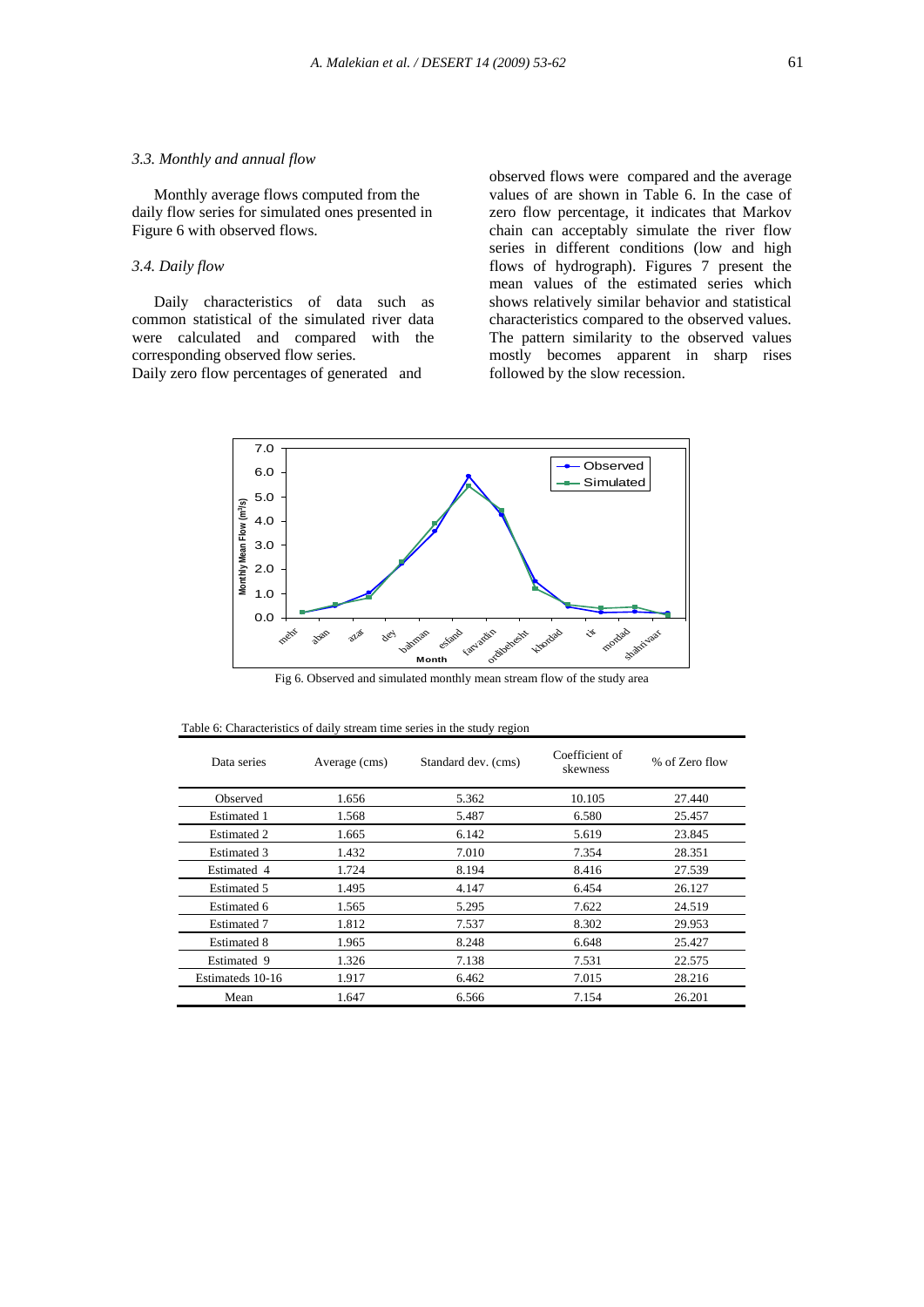### 3.3. Monthly and annual flow

Monthly average flows computed from the daily flow series for simulated ones presented in Figure 6 with observed flows.

### 3.4. Daily flow

Daily characteristics of data such as common statistical of the simulated river data were calculated and compared with the corresponding observed flow series.

Daily zero flow percentages of generated and observed flows were compared and the average values of are shown in Table 6. In the case of zero flow percentage, it indicates that Markov chain can acceptably simulate the river flow series in different conditions (low and high flows of hydrograph). Figures 7 present the mean values of the estimated series which shows relatively similar behavior and statistical characteristics compared to the observed values. The pattern similarity to the observed values mostly becomes apparent in sharp rises followed by the slow recession.

Fig 6. Observed and simulated monthly mean stream flow of the study area

Table 6: Characteristics of daily stream time series in the study region

| Data series | Average (cms) | Standard dev. (cms) | Coefficient of skewness | % of Zero flow |
|---|---|---|---|---|
| Observed | 1.656 | 5.362 | 10.105 | 27.440 |
| Estimated 1 | 1.568 | 5.487 | 6.580 | 25.457 |
| Estimated 2 | 1.665 | 6.142 | 5.619 | 23.845 |
| Estimated 3 | 1.432 | 7.010 | 7.354 | 28.351 |
| Estimated 4 | 1.724 | 8.194 | 8.416 | 27.539 |
| Estimated 5 | 1.495 | 4.147 | 6.454 | 26.127 |
| Estimated 6 | 1.565 | 5.295 | 7.622 | 24.519 |
| Estimated 7 | 1.812 | 7.537 | 8.302 | 29.953 |
| Estimated 8 | 1.965 | 8.248 | 6.648 | 25.427 |
| Estimated 9 | 1.326 | 7.138 | 7.531 | 22.575 |
| Estimateds 10-16 | 1.917 | 6.462 | 7.015 | 28.216 |
| Mean | 1.647 | 6.566 | 7.154 | 26.201 |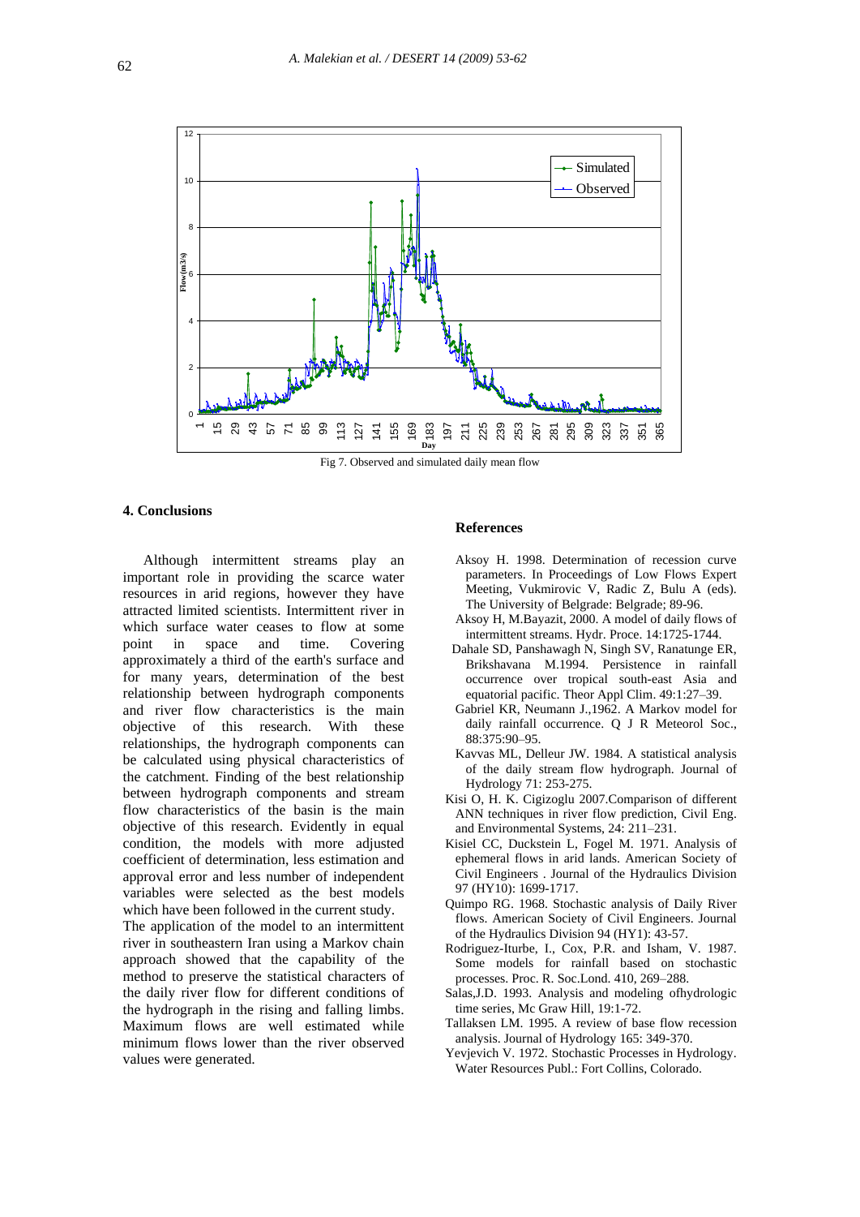12

10

8

6

4

2

0

Flow (m3/s)

1 15 29 43 57 71 85 99 113 127 141 155 169 183 197 211 225 239 253 267 281 295 309 323 337 351 365

Day

Simulated

Observed

Fig 7. Observed and simulated daily mean flow

### 4. Conclusions

Although intermittent streams play an important role in providing the scarce water resources in arid regions, however they have attracted limited scientists. Intermittent river in which surface water ceases to flow at some point in space and time. Covering approximately a third of the earth's surface and for many years, determination of the best relationship between hydrograph components and river flow characteristics is the main objective of this research. With these relationships, the hydrograph components can be calculated using physical characteristics of the catchment. Finding of the best relationship between hydrograph components and stream flow characteristics of the basin is the main objective of this research. Evidently in equal condition, the models with more adjusted coefficient of determination, less estimation and approval error and less number of independent variables were selected as the best models which have been followed in the current study.

The application of the model to an intermittent river in southeastern Iran using a Markov chain approach showed that the capability of the method to preserve the statistical characters of the daily river flow for different conditions of the hydrograph in the rising and falling limbs. Maximum flows are well estimated while minimum flows lower than the river observed values were generated.

### References

Aksoy H. 1998. Determination of recession curve parameters. In Proceedings of Low Flows Expert Meeting, Vukmirovic V, Radic Z, Bulu A (eds). The University of Belgrade: Belgrade; 89-96.

Aksoy H, M.Bayazit, 2000. A model of daily flows of intermittent streams. Hydr. Proce. 14:1725-1744.

Dahale SD, Panshawagh N, Singh SV, Ranatunge ER, Brikshavana M.1994. Persistence in rainfall occurrence over tropical south-east Asia and equatorial pacific. Theor Appl Clim. 49:1:27–39.

Gabriel KR, Neumann J.,1962. A Markov model for daily rainfall occurrence. Q J R Meteorol Soc., 88:375:90–95.

Kavvas ML, Delleur JW. 1984. A statistical analysis of the daily stream flow hydrograph. Journal of Hydrology 71: 253-275.

Kisi O, H. K. Cigizoglu 2007.Comparison of different ANN techniques in river flow prediction, Civil Eng. and Environmental Systems, 24: 211–231.

Kisiel CC, Duckstein L, Fogel M. 1971. Analysis of ephemeral flows in arid lands. American Society of Civil Engineers . Journal of the Hydraulics Division 97 (HY10): 1699-1717.

Quimpo RG. 1968. Stochastic analysis of Daily River flows. American Society of Civil Engineers. Journal of the Hydraulics Division 94 (HY1): 43-57.

Rodriguez-Iturbe, I., Cox, P.R. and Isham, V. 1987. Some models for rainfall based on stochastic processes. Proc. R. Soc.Lond. 410, 269–288.

Salas,J.D. 1993. Analysis and modeling ofhydrologic time series, Mc Graw Hill, 19:1-72.

Tallaksen LM. 1995. A review of base flow recession analysis. Journal of Hydrology 165: 349-370.

Yevjevich V. 1972. Stochastic Processes in Hydrology. Water Resources Publ.: Fort Collins, Colorado.